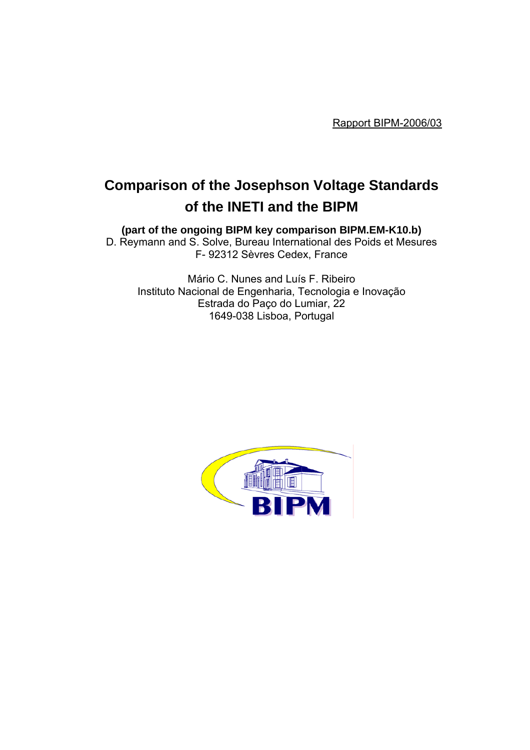Rapport BIPM-2006/03

# Comparison of the Josephson Voltage Standards of the INETI and the BIPM

**(part of the ongoing BIPM key comparison BIPM.EM-K10.b)**

D. Reymann and S. Solve, Bureau International des Poids et Mesures
F- 92312 Sèvres Cedex, France

Mário C. Nunes and Luís F. Ribeiro
Instituto Nacional de Engenharia, Tecnologia e Inovação
Estrada do Paço do Lumiar, 22
1649-038 Lisboa, Portugal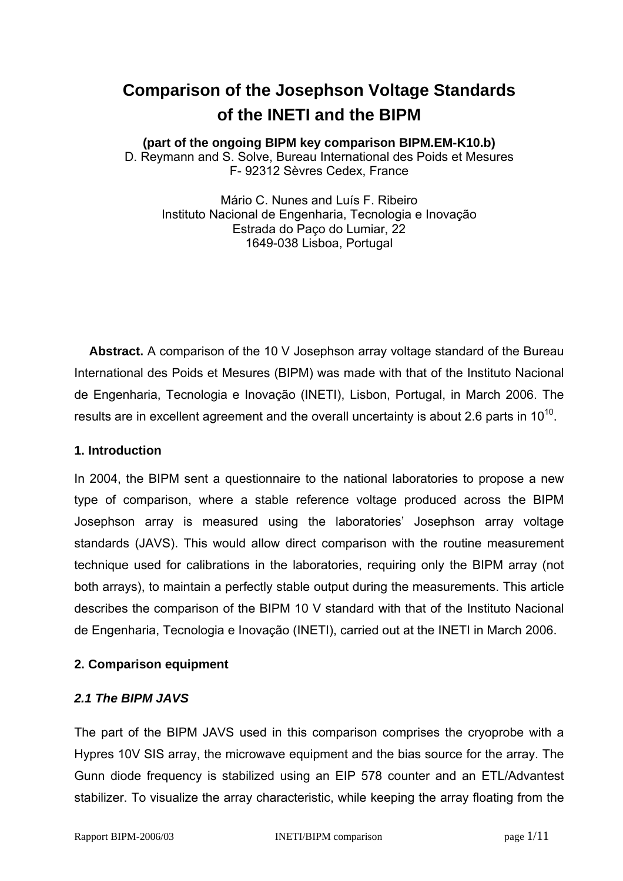# Comparison of the Josephson Voltage Standards of the INETI and the BIPM

**(part of the ongoing BIPM key comparison BIPM.EM-K10.b)**

D. Reymann and S. Solve, Bureau International des Poids et Mesures
F- 92312 Sèvres Cedex, France

Mário C. Nunes and Luís F. Ribeiro
Instituto Nacional de Engenharia, Tecnologia e Inovação
Estrada do Paço do Lumiar, 22
1649-038 Lisboa, Portugal

**Abstract.** A comparison of the 10 V Josephson array voltage standard of the Bureau International des Poids et Mesures (BIPM) was made with that of the Instituto Nacional de Engenharia, Tecnologia e Inovação (INETI), Lisbon, Portugal, in March 2006. The results are in excellent agreement and the overall uncertainty is about 2.6 parts in $10^{10}$.

## 1. Introduction

In 2004, the BIPM sent a questionnaire to the national laboratories to propose a new type of comparison, where a stable reference voltage produced across the BIPM Josephson array is measured using the laboratories' Josephson array voltage standards (JAVS). This would allow direct comparison with the routine measurement technique used for calibrations in the laboratories, requiring only the BIPM array (not both arrays), to maintain a perfectly stable output during the measurements. This article describes the comparison of the BIPM 10 V standard with that of the Instituto Nacional de Engenharia, Tecnologia e Inovação (INETI), carried out at the INETI in March 2006.

## 2. Comparison equipment

### *2.1 The BIPM JAVS*

The part of the BIPM JAVS used in this comparison comprises the cryoprobe with a Hypres 10V SIS array, the microwave equipment and the bias source for the array. The Gunn diode frequency is stabilized using an EIP 578 counter and an ETL/Advantest stabilizer. To visualize the array characteristic, while keeping the array floating from the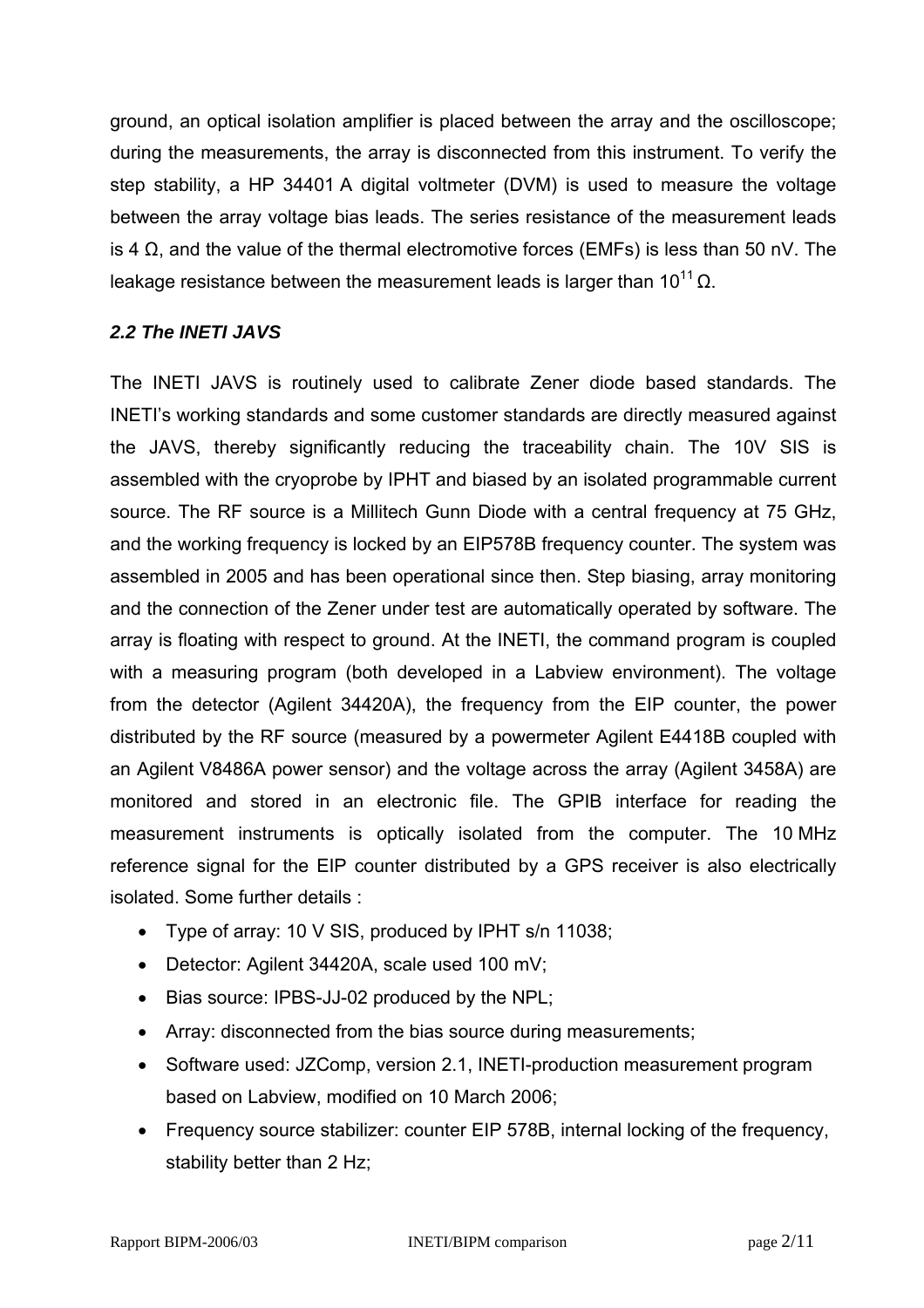ground, an optical isolation amplifier is placed between the array and the oscilloscope; during the measurements, the array is disconnected from this instrument. To verify the step stability, a HP 34401 A digital voltmeter (DVM) is used to measure the voltage between the array voltage bias leads. The series resistance of the measurement leads is 4 Ω, and the value of the thermal electromotive forces (EMFs) is less than 50 nV. The leakage resistance between the measurement leads is larger than $10^{11}$ Ω.

### *2.2 The INETI JAVS*

The INETI JAVS is routinely used to calibrate Zener diode based standards. The INETI's working standards and some customer standards are directly measured against the JAVS, thereby significantly reducing the traceability chain. The 10V SIS is assembled with the cryoprobe by IPHT and biased by an isolated programmable current source. The RF source is a Millitech Gunn Diode with a central frequency at 75 GHz, and the working frequency is locked by an EIP578B frequency counter. The system was assembled in 2005 and has been operational since then. Step biasing, array monitoring and the connection of the Zener under test are automatically operated by software. The array is floating with respect to ground. At the INETI, the command program is coupled with a measuring program (both developed in a Labview environment). The voltage from the detector (Agilent 34420A), the frequency from the EIP counter, the power distributed by the RF source (measured by a powermeter Agilent E4418B coupled with an Agilent V8486A power sensor) and the voltage across the array (Agilent 3458A) are monitored and stored in an electronic file. The GPIB interface for reading the measurement instruments is optically isolated from the computer. The 10 MHz reference signal for the EIP counter distributed by a GPS receiver is also electrically isolated. Some further details :

- Type of array: 10 V SIS, produced by IPHT s/n 11038;
- Detector: Agilent 34420A, scale used 100 mV;
- Bias source: IPBS-JJ-02 produced by the NPL;
- Array: disconnected from the bias source during measurements;
- Software used: JZComp, version 2.1, INETI-production measurement program based on Labview, modified on 10 March 2006;
- Frequency source stabilizer: counter EIP 578B, internal locking of the frequency, stability better than 2 Hz;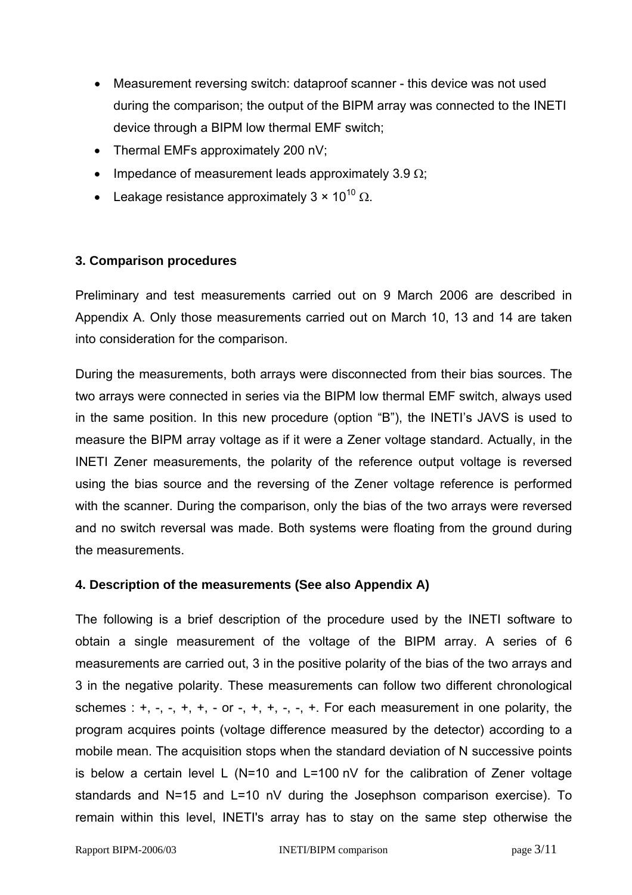- Measurement reversing switch: dataproof scanner - this device was not used during the comparison; the output of the BIPM array was connected to the INETI device through a BIPM low thermal EMF switch;
- Thermal EMFs approximately 200 nV;
- Impedance of measurement leads approximately 3.9 Ω;
- Leakage resistance approximately 3 × $10^{10}$ Ω.

### 3. Comparison procedures

Preliminary and test measurements carried out on 9 March 2006 are described in Appendix A. Only those measurements carried out on March 10, 13 and 14 are taken into consideration for the comparison.

During the measurements, both arrays were disconnected from their bias sources. The two arrays were connected in series via the BIPM low thermal EMF switch, always used in the same position. In this new procedure (option "B"), the INETI's JAVS is used to measure the BIPM array voltage as if it were a Zener voltage standard. Actually, in the INETI Zener measurements, the polarity of the reference output voltage is reversed using the bias source and the reversing of the Zener voltage reference is performed with the scanner. During the comparison, only the bias of the two arrays were reversed and no switch reversal was made. Both systems were floating from the ground during the measurements.

### 4. Description of the measurements (See also Appendix A)

The following is a brief description of the procedure used by the INETI software to obtain a single measurement of the voltage of the BIPM array. A series of 6 measurements are carried out, 3 in the positive polarity of the bias of the two arrays and 3 in the negative polarity. These measurements can follow two different chronological schemes : +, -, -, +, +, - or -, +, +, -, -, +. For each measurement in one polarity, the program acquires points (voltage difference measured by the detector) according to a mobile mean. The acquisition stops when the standard deviation of N successive points is below a certain level L (N=10 and L=100 nV for the calibration of Zener voltage standards and N=15 and L=10 nV during the Josephson comparison exercise). To remain within this level, INETI's array has to stay on the same step otherwise the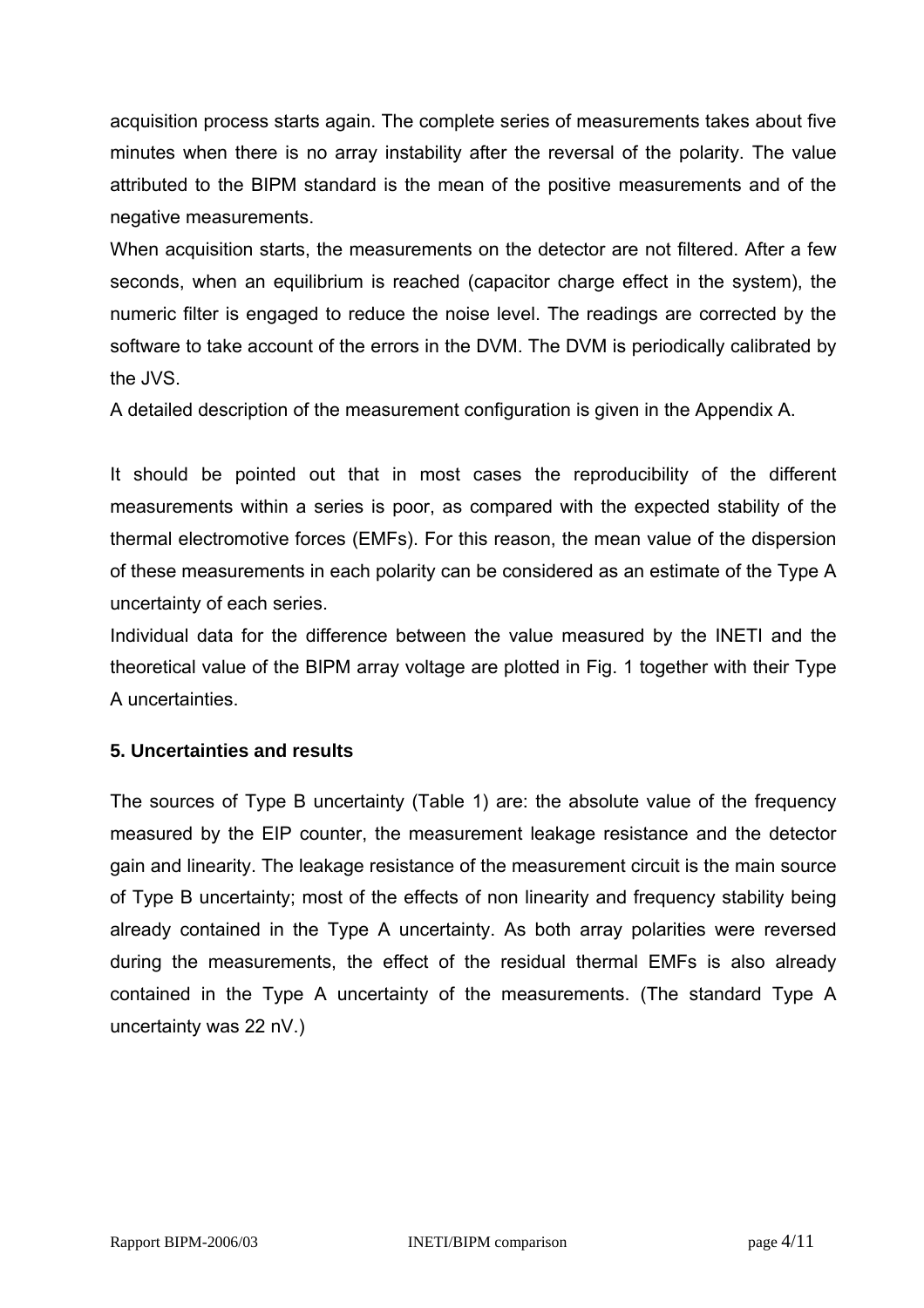acquisition process starts again. The complete series of measurements takes about five minutes when there is no array instability after the reversal of the polarity. The value attributed to the BIPM standard is the mean of the positive measurements and of the negative measurements.

When acquisition starts, the measurements on the detector are not filtered. After a few seconds, when an equilibrium is reached (capacitor charge effect in the system), the numeric filter is engaged to reduce the noise level. The readings are corrected by the software to take account of the errors in the DVM. The DVM is periodically calibrated by the JVS.

A detailed description of the measurement configuration is given in the Appendix A.

It should be pointed out that in most cases the reproducibility of the different measurements within a series is poor, as compared with the expected stability of the thermal electromotive forces (EMFs). For this reason, the mean value of the dispersion of these measurements in each polarity can be considered as an estimate of the Type A uncertainty of each series.

Individual data for the difference between the value measured by the INETI and the theoretical value of the BIPM array voltage are plotted in Fig. 1 together with their Type A uncertainties.

### 5. Uncertainties and results

The sources of Type B uncertainty (Table 1) are: the absolute value of the frequency measured by the EIP counter, the measurement leakage resistance and the detector gain and linearity. The leakage resistance of the measurement circuit is the main source of Type B uncertainty; most of the effects of non linearity and frequency stability being already contained in the Type A uncertainty. As both array polarities were reversed during the measurements, the effect of the residual thermal EMFs is also already contained in the Type A uncertainty of the measurements. (The standard Type A uncertainty was 22 nV.)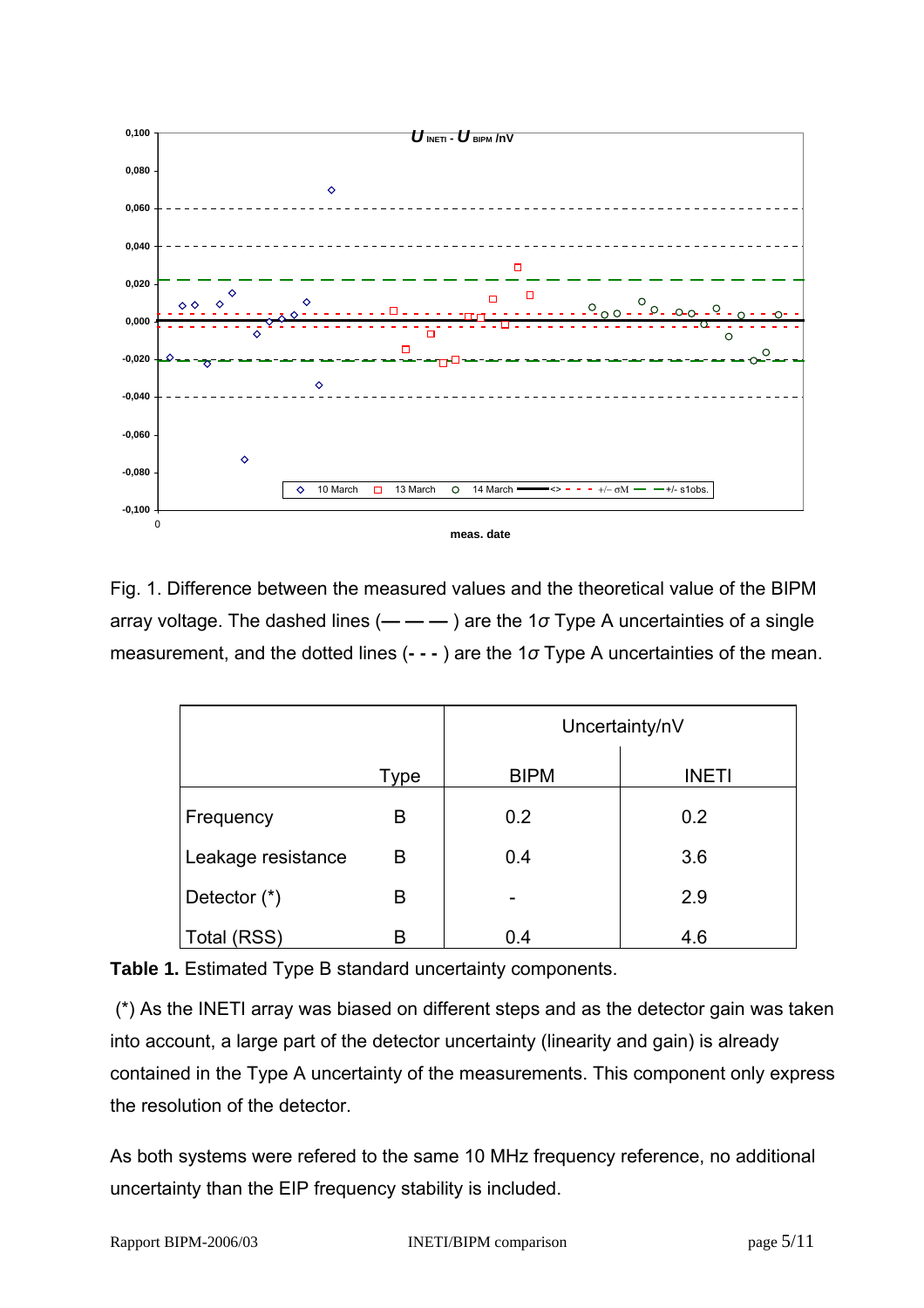Fig. 1. Difference between the measured values and the theoretical value of the BIPM array voltage. The dashed lines (— — — ) are the 1$\sigma$ Type A uncertainties of a single measurement, and the dotted lines (**- - -** ) are the 1$\sigma$ Type A uncertainties of the mean.

| | Type | Uncertainty/nV | |
|---|---|---|---|
| | | BIPM | INETI |
| Frequency | B | 0.2 | 0.2 |
| Leakage resistance | B | 0.4 | 3.6 |
| Detector (*) | B | - | 2.9 |
| Total (RSS) | B | 0.4 | 4.6 |

**Table 1.** Estimated Type B standard uncertainty components.

(*) As the INETI array was biased on different steps and as the detector gain was taken into account, a large part of the detector uncertainty (linearity and gain) is already contained in the Type A uncertainty of the measurements. This component only express the resolution of the detector.

As both systems were refered to the same 10 MHz frequency reference, no additional uncertainty than the EIP frequency stability is included.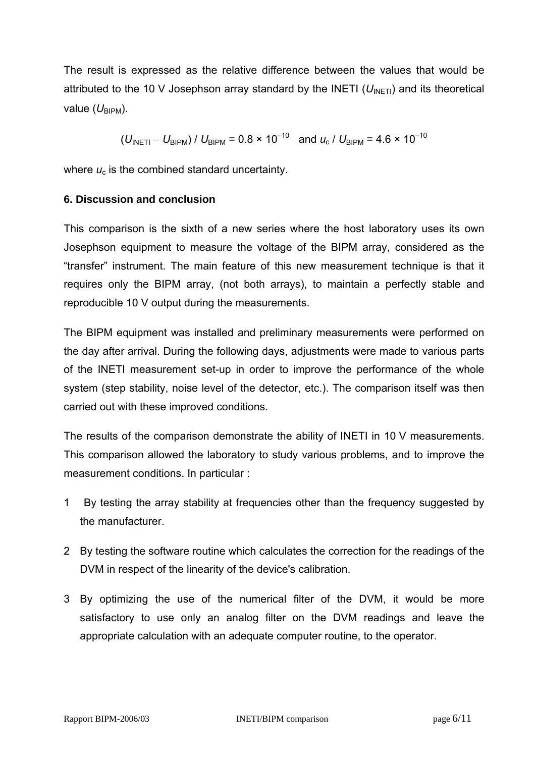The result is expressed as the relative difference between the values that would be attributed to the 10 V Josephson array standard by the INETI ($U_{\text{INETI}}$) and its theoretical value ($U_{\text{BIPM}}$).

$$(U_{\text{INETI}} - U_{\text{BIPM}}) / U_{\text{BIPM}} = 0.8 \times 10^{-10} \quad \text{and } u_c / U_{\text{BIPM}} = 4.6 \times 10^{-10}$$

where $u_c$ is the combined standard uncertainty.

### 6. Discussion and conclusion

This comparison is the sixth of a new series where the host laboratory uses its own Josephson equipment to measure the voltage of the BIPM array, considered as the “transfer” instrument. The main feature of this new measurement technique is that it requires only the BIPM array, (not both arrays), to maintain a perfectly stable and reproducible 10 V output during the measurements.

The BIPM equipment was installed and preliminary measurements were performed on the day after arrival. During the following days, adjustments were made to various parts of the INETI measurement set-up in order to improve the performance of the whole system (step stability, noise level of the detector, etc.). The comparison itself was then carried out with these improved conditions.

The results of the comparison demonstrate the ability of INETI in 10 V measurements. This comparison allowed the laboratory to study various problems, and to improve the measurement conditions. In particular :

1. By testing the array stability at frequencies other than the frequency suggested by the manufacturer.
2. By testing the software routine which calculates the correction for the readings of the DVM in respect of the linearity of the device's calibration.
3. By optimizing the use of the numerical filter of the DVM, it would be more satisfactory to use only an analog filter on the DVM readings and leave the appropriate calculation with an adequate computer routine, to the operator.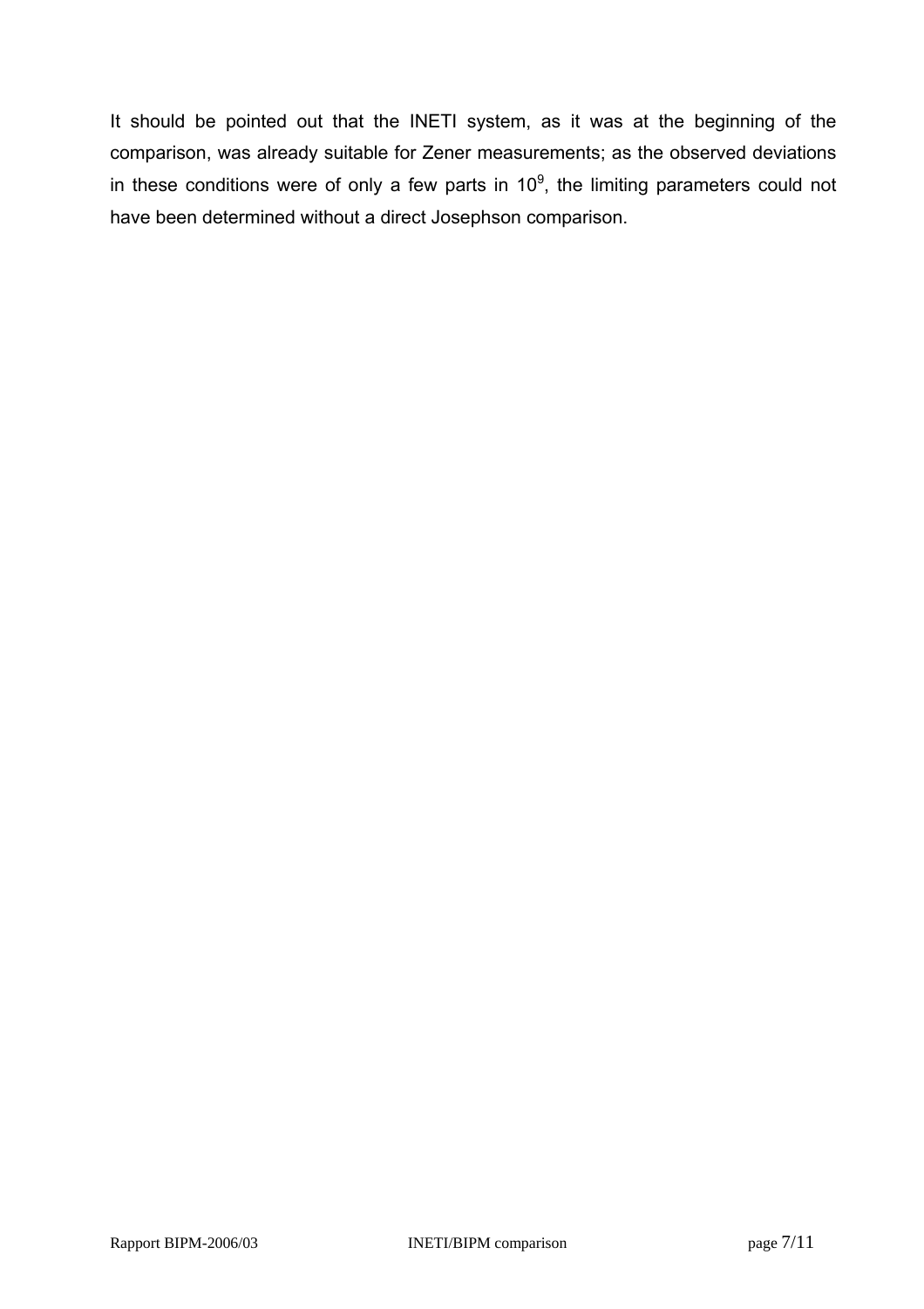It should be pointed out that the INETI system, as it was at the beginning of the comparison, was already suitable for Zener measurements; as the observed deviations in these conditions were of only a few parts in $10^9$, the limiting parameters could not have been determined without a direct Josephson comparison.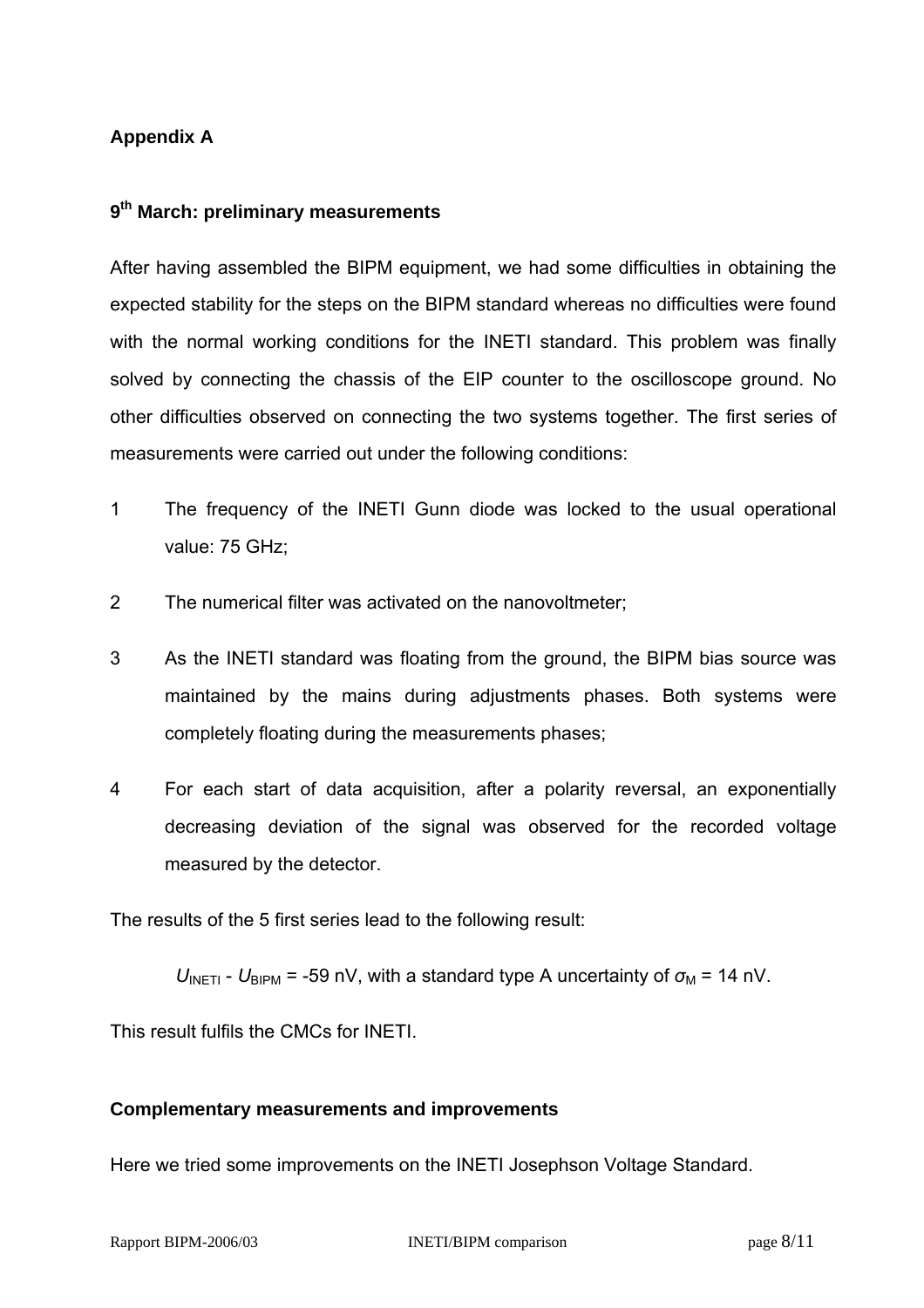## Appendix A

### 9th March: preliminary measurements

After having assembled the BIPM equipment, we had some difficulties in obtaining the expected stability for the steps on the BIPM standard whereas no difficulties were found with the normal working conditions for the INETI standard. This problem was finally solved by connecting the chassis of the EIP counter to the oscilloscope ground. No other difficulties observed on connecting the two systems together. The first series of measurements were carried out under the following conditions:

1. The frequency of the INETI Gunn diode was locked to the usual operational value: 75 GHz;
2. The numerical filter was activated on the nanovoltmeter;
3. As the INETI standard was floating from the ground, the BIPM bias source was maintained by the mains during adjustments phases. Both systems were completely floating during the measurements phases;
4. For each start of data acquisition, after a polarity reversal, an exponentially decreasing deviation of the signal was observed for the recorded voltage measured by the detector.

The results of the 5 first series lead to the following result:

$U_{\mathrm{INETI}} - U_{\mathrm{BIPM}} = -59$ nV, with a standard type A uncertainty of $\sigma_{\mathrm{M}} = 14$ nV.

This result fulfils the CMCs for INETI.

### Complementary measurements and improvements

Here we tried some improvements on the INETI Josephson Voltage Standard.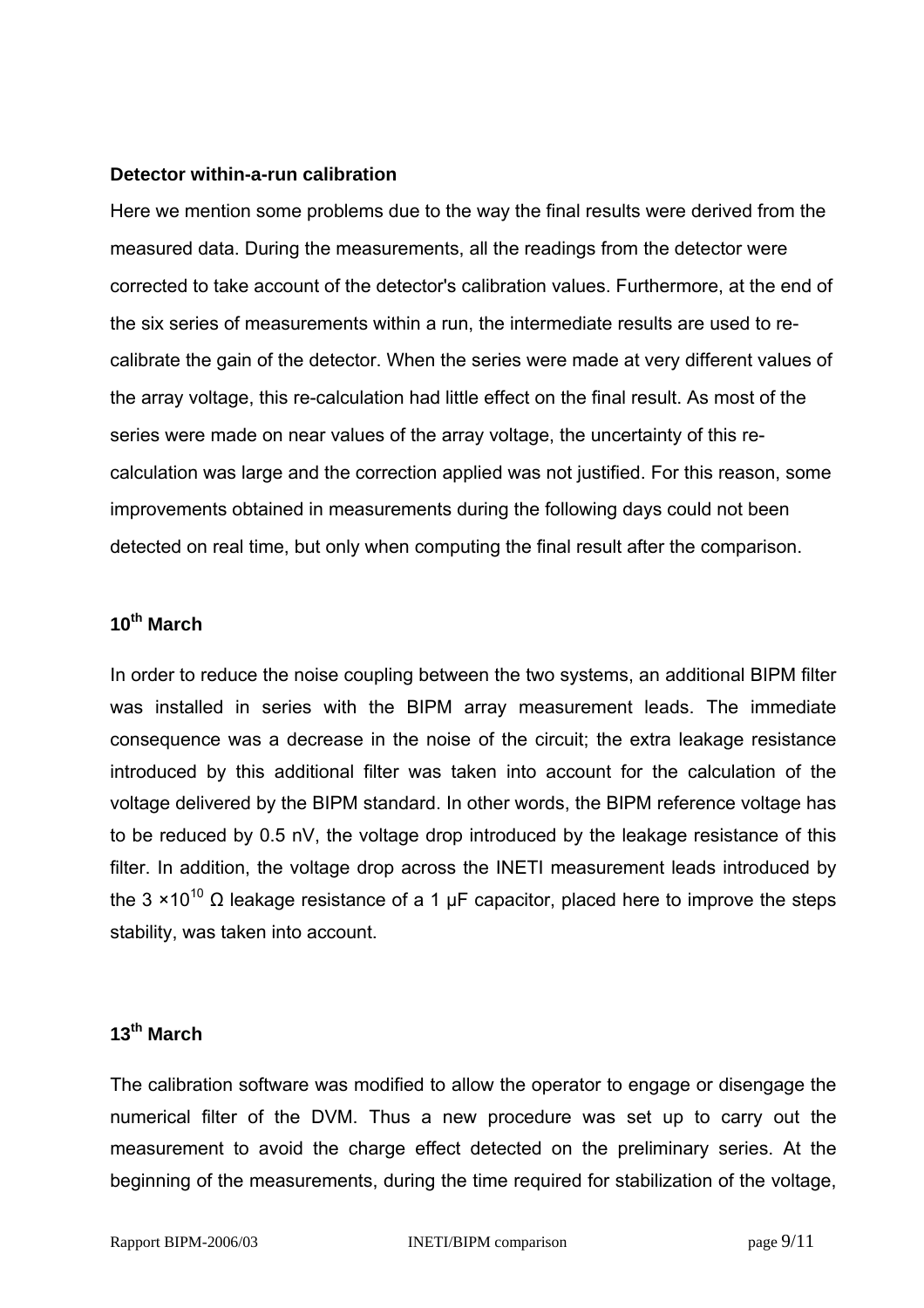**Detector within-a-run calibration**

Here we mention some problems due to the way the final results were derived from the measured data. During the measurements, all the readings from the detector were corrected to take account of the detector's calibration values. Furthermore, at the end of the six series of measurements within a run, the intermediate results are used to re-calibrate the gain of the detector. When the series were made at very different values of the array voltage, this re-calculation had little effect on the final result. As most of the series were made on near values of the array voltage, the uncertainty of this re-calculation was large and the correction applied was not justified. For this reason, some improvements obtained in measurements during the following days could not been detected on real time, but only when computing the final result after the comparison.

**10th March**

In order to reduce the noise coupling between the two systems, an additional BIPM filter was installed in series with the BIPM array measurement leads. The immediate consequence was a decrease in the noise of the circuit; the extra leakage resistance introduced by this additional filter was taken into account for the calculation of the voltage delivered by the BIPM standard. In other words, the BIPM reference voltage has to be reduced by 0.5 nV, the voltage drop introduced by the leakage resistance of this filter. In addition, the voltage drop across the INETI measurement leads introduced by the $3 \times 10^{10}$ Ω leakage resistance of a 1 µF capacitor, placed here to improve the steps stability, was taken into account.

**13th March**

The calibration software was modified to allow the operator to engage or disengage the numerical filter of the DVM. Thus a new procedure was set up to carry out the measurement to avoid the charge effect detected on the preliminary series. At the beginning of the measurements, during the time required for stabilization of the voltage,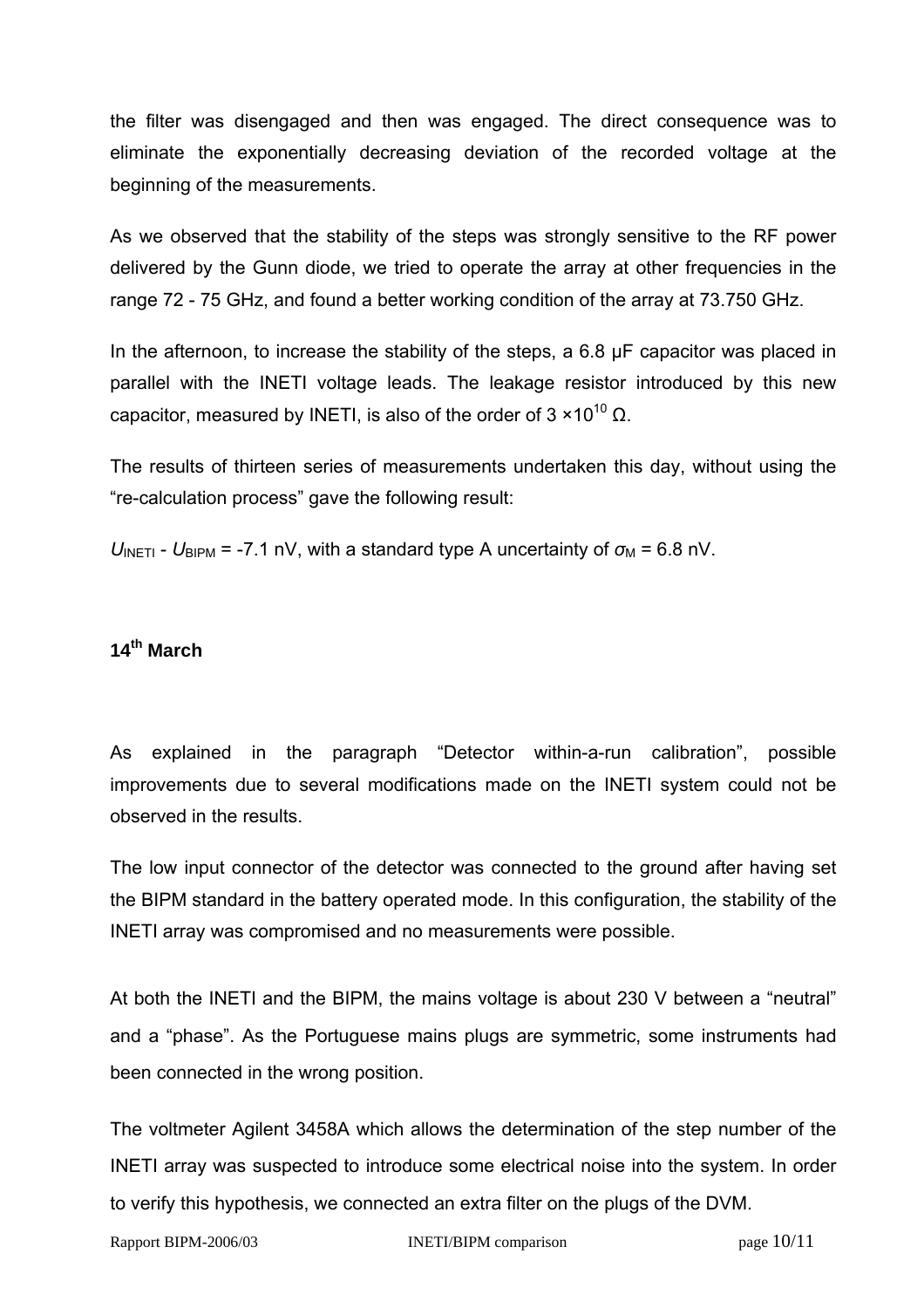the filter was disengaged and then was engaged. The direct consequence was to eliminate the exponentially decreasing deviation of the recorded voltage at the beginning of the measurements.

As we observed that the stability of the steps was strongly sensitive to the RF power delivered by the Gunn diode, we tried to operate the array at other frequencies in the range 72 - 75 GHz, and found a better working condition of the array at 73.750 GHz.

In the afternoon, to increase the stability of the steps, a 6.8 μF capacitor was placed in parallel with the INETI voltage leads. The leakage resistor introduced by this new capacitor, measured by INETI, is also of the order of $3 \times 10^{10}$ Ω.

The results of thirteen series of measurements undertaken this day, without using the “re-calculation process” gave the following result:

$U_{\mathrm{INETI}} - U_{\mathrm{BIPM}}$ = -7.1 nV, with a standard type A uncertainty of $\sigma_{\mathrm{M}}$ = 6.8 nV.

### 14th March

As explained in the paragraph “Detector within-a-run calibration”, possible improvements due to several modifications made on the INETI system could not be observed in the results.

The low input connector of the detector was connected to the ground after having set the BIPM standard in the battery operated mode. In this configuration, the stability of the INETI array was compromised and no measurements were possible.

At both the INETI and the BIPM, the mains voltage is about 230 V between a “neutral” and a “phase”. As the Portuguese mains plugs are symmetric, some instruments had been connected in the wrong position.

The voltmeter Agilent 3458A which allows the determination of the step number of the INETI array was suspected to introduce some electrical noise into the system. In order to verify this hypothesis, we connected an extra filter on the plugs of the DVM.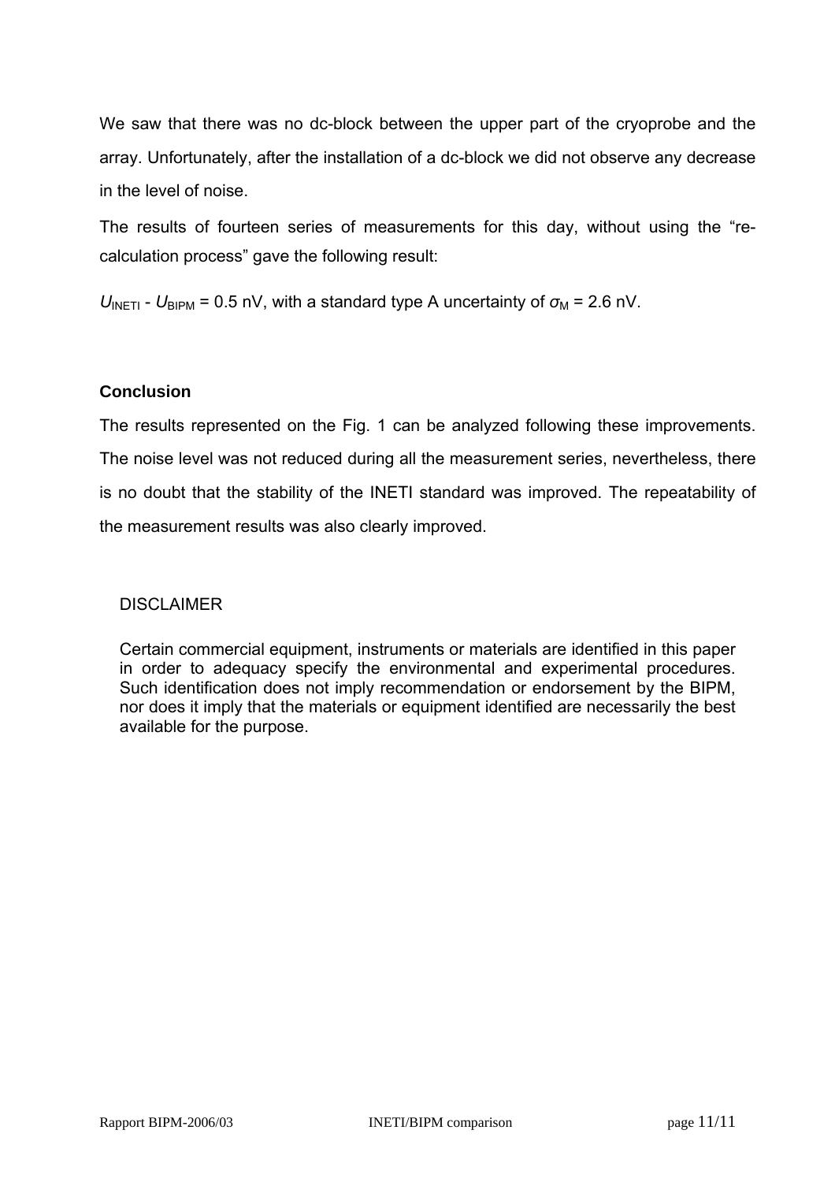We saw that there was no dc-block between the upper part of the cryoprobe and the array. Unfortunately, after the installation of a dc-block we did not observe any decrease in the level of noise.

The results of fourteen series of measurements for this day, without using the "re-calculation process" gave the following result:

$U_{\mathrm{INETI}}$ - $U_{\mathrm{BIPM}}$ = 0.5 nV, with a standard type A uncertainty of $\sigma_{\mathrm{M}}$ = 2.6 nV.

## Conclusion

The results represented on the Fig. 1 can be analyzed following these improvements. The noise level was not reduced during all the measurement series, nevertheless, there is no doubt that the stability of the INETI standard was improved. The repeatability of the measurement results was also clearly improved.

DISCLAIMER

Certain commercial equipment, instruments or materials are identified in this paper in order to adequacy specify the environmental and experimental procedures. Such identification does not imply recommendation or endorsement by the BIPM, nor does it imply that the materials or equipment identified are necessarily the best available for the purpose.